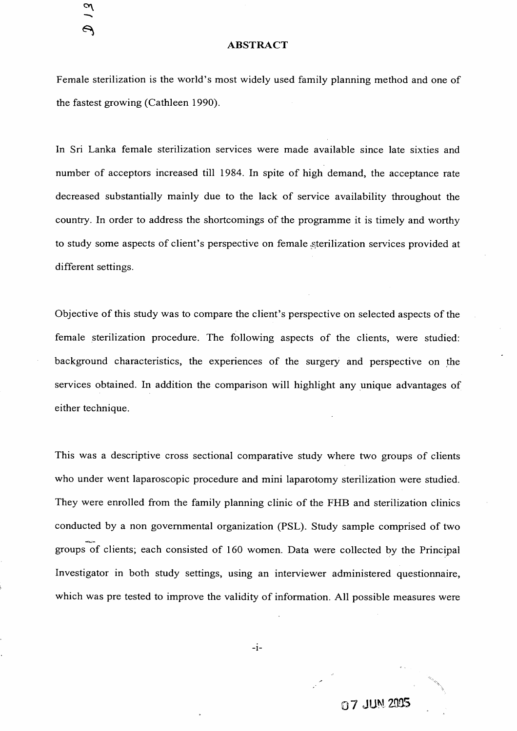## ABSTRACT

Female sterilization is the world's most widely used family planning method and one of the fastest growing (Cathleen 1990).

In Sri Lanka female sterilization services were made available since late sixties and number of acceptors increased till 1984. In spite of high demand, the acceptance rate decreased substantially mainly due to the lack of service availability throughout the country. In order to address the shortcomings of the programme it is timely and worthy to study some aspects of client's perspective on female sterilization services provided at different settings.

Objective of this study was to compare the client's perspective on selected aspects of the female sterilization procedure. The following aspects of the clients, were studied: background characteristics, the experiences of the surgery and perspective on the services obtained. In addition the comparison will highlight any unique advantages of either technique.

This was a descriptive cross sectional comparative study where two groups of clients who under went laparoscopic procedure and mini laparotomy sterilization were studied. They were enrolled from the family planning clinic of the FHB and sterilization clinics conducted by a non governmental organization (PSL). Study sample comprised of two groups of clients; each consisted of 160 women. Data were collected by the Principal Investigator in both study settings, using an interviewer administered questionnaire, which was pre tested to improve the validity of information. All possible measures were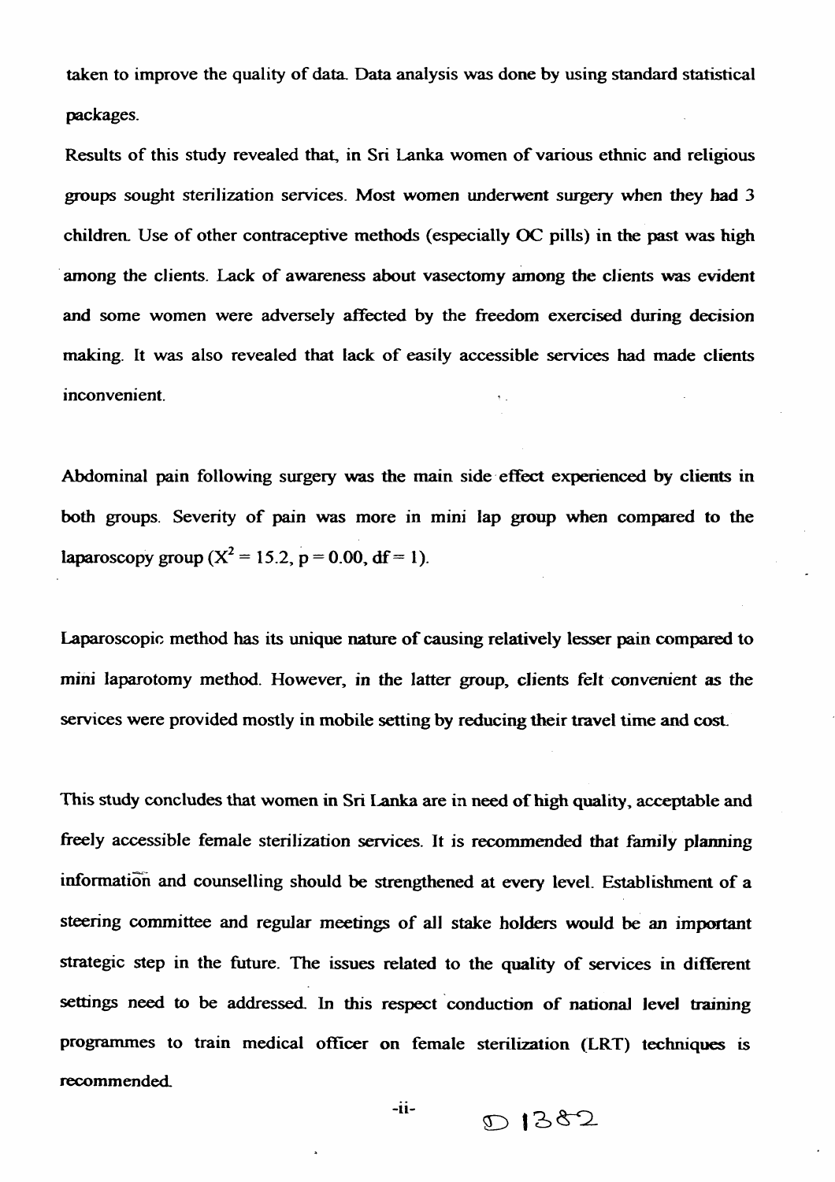taken to improve the quality of data. Data analysis was done by using standard statistical packages.

Results of this study revealed that, in Sri Lanka women of various ethnic and religious groups sought sterilization services. Most women underwent surgery when they had 3 children. Use of other contraceptive methods (especially OC pills) in the past was high among the clients. Lack of awareness about vasectomy among the clients was evident and some women were adversely affected by the freedom exercised during decision making. It was also revealed that lack of easily accessible services had made clients inconvenient.

Abdominal pain following surgery was the main side effect experienced by clients in both groups. Severity of pain was more in mini lap group when compared to the laparoscopy group ($X^2 = 15.2$, $p = 0.00$, $df = 1$).

Laparoscopic method has its unique nature of causing relatively lesser pain compared to mini laparotomy method. However, in the latter group, clients felt convenient as the services were provided mostly in mobile setting by reducing their travel time and cost.

This study concludes that women in Sri Lanka are in need of high quality, acceptable and freely accessible female sterilization services. It is recommended that family planning information and counselling should be strengthened at every level. Establishment of a steering committee and regular meetings of all stake holders would be an important strategic step in the future. The issues related to the quality of services in different settings need to be addressed. In this respect conduction of national level training programmes to train medical officer on female sterilization (LRT) techniques is recommended.

D 1382